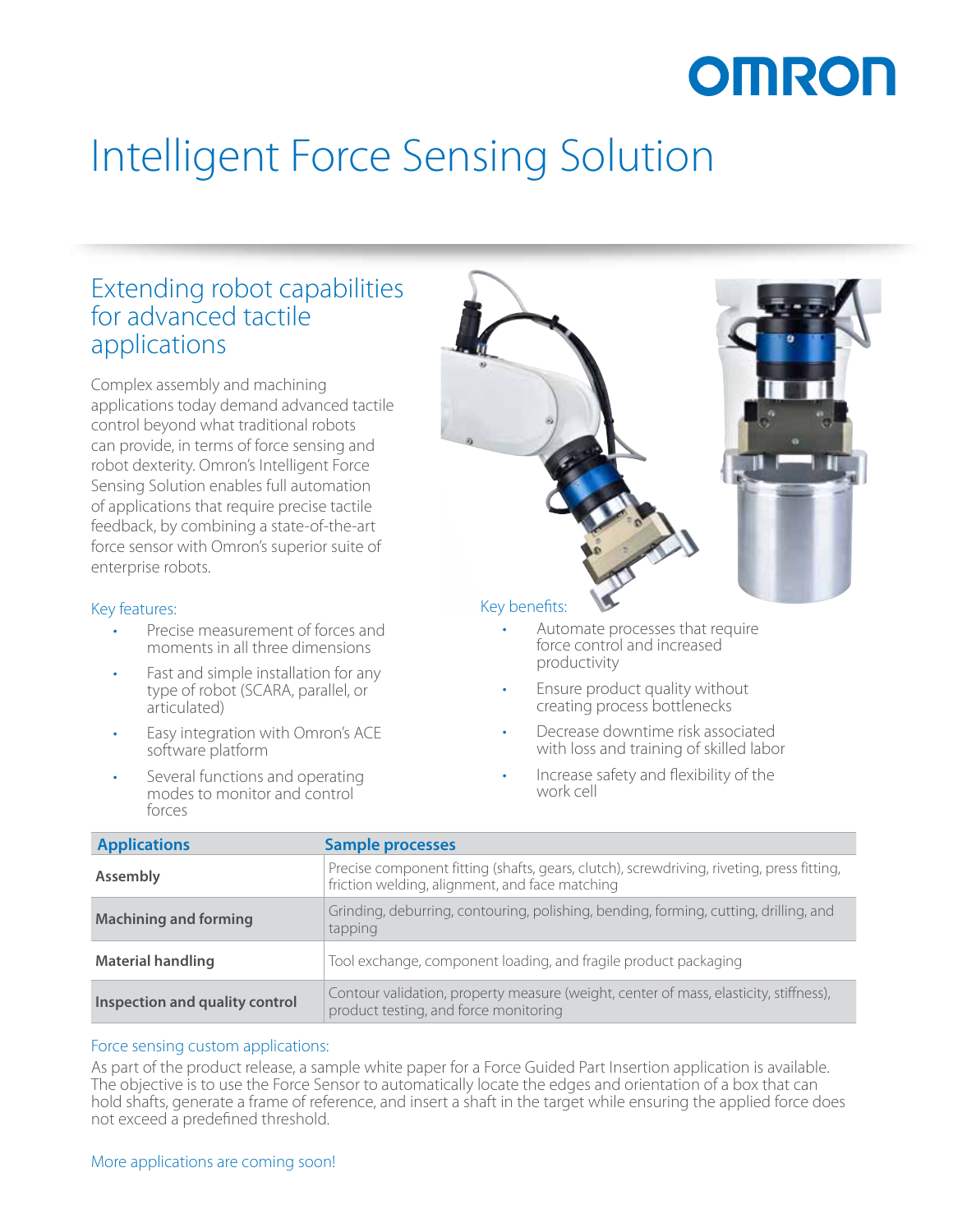OMRON

# Intelligent Force Sensing Solution

## Extending robot capabilities for advanced tactile applications

Complex assembly and machining applications today demand advanced tactile control beyond what traditional robots can provide, in terms of force sensing and robot dexterity. Omron's Intelligent Force Sensing Solution enables full automation of applications that require precise tactile feedback, by combining a state-of-the-art force sensor with Omron's superior suite of enterprise robots.

### Key features:

- Precise measurement of forces and moments in all three dimensions
- Fast and simple installation for any type of robot (SCARA, parallel, or articulated)
- Easy integration with Omron's ACE software platform
- Several functions and operating modes to monitor and control forces

### Key benefits:

- Automate processes that require force control and increased productivity
- Ensure product quality without creating process bottlenecks
- Decrease downtime risk associated with loss and training of skilled labor
- Increase safety and flexibility of the work cell

| Applications | Sample processes |
|---|---|
| **Assembly** | Precise component fitting (shafts, gears, clutch), screwdriving, riveting, press fitting, friction welding, alignment, and face matching |
| **Machining and forming** | Grinding, deburring, contouring, polishing, bending, forming, cutting, drilling, and tapping |
| **Material handling** | Tool exchange, component loading, and fragile product packaging |
| **Inspection and quality control** | Contour validation, property measure (weight, center of mass, elasticity, stiffness), product testing, and force monitoring |

### Force sensing custom applications:

As part of the product release, a sample white paper for a Force Guided Part Insertion application is available. The objective is to use the Force Sensor to automatically locate the edges and orientation of a box that can hold shafts, generate a frame of reference, and insert a shaft in the target while ensuring the applied force does not exceed a predefined threshold.

More applications are coming soon!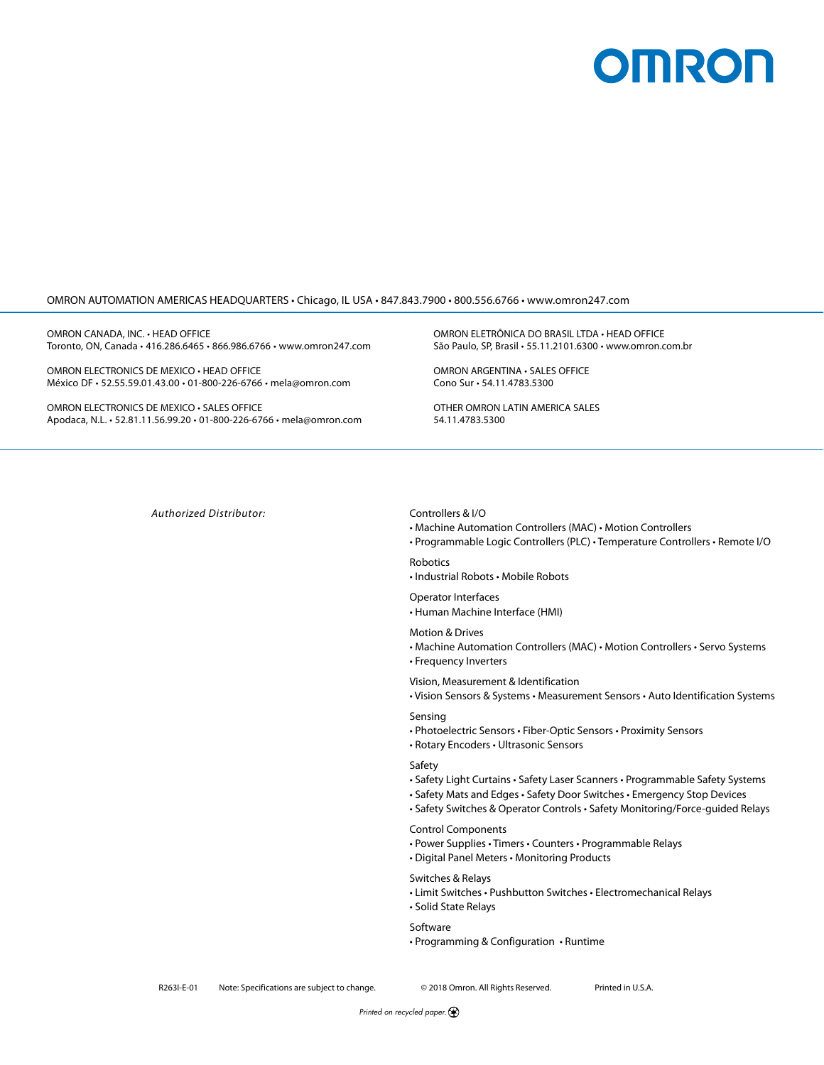OMRON AUTOMATION AMERICAS HEADQUARTERS • Chicago, IL USA • 847.843.7900 • 800.556.6766 • www.omron247.com

OMRON CANADA, INC. • HEAD OFFICE
Toronto, ON, Canada • 416.286.6465 • 866.986.6766 • www.omron247.com

OMRON ELECTRONICS DE MEXICO • HEAD OFFICE
México DF • 52.55.59.01.43.00 • 01-800-226-6766 • mela@omron.com

OMRON ELECTRONICS DE MEXICO • SALES OFFICE
Apodaca, N.L. • 52.81.11.56.99.20 • 01-800-226-6766 • mela@omron.com

OMRON ELETRÔNICA DO BRASIL LTDA • HEAD OFFICE
São Paulo, SP, Brasil • 55.11.2101.6300 • www.omron.com.br

OMRON ARGENTINA • SALES OFFICE
Cono Sur • 54.11.4783.5300

OTHER OMRON LATIN AMERICA SALES
54.11.4783.5300

*Authorized Distributor:*

Controllers & I/O
- Machine Automation Controllers (MAC) • Motion Controllers
- Programmable Logic Controllers (PLC) • Temperature Controllers • Remote I/O

Robotics
- Industrial Robots • Mobile Robots

Operator Interfaces
- Human Machine Interface (HMI)

Motion & Drives
- Machine Automation Controllers (MAC) • Motion Controllers • Servo Systems
- Frequency Inverters

Vision, Measurement & Identification
- Vision Sensors & Systems • Measurement Sensors • Auto Identification Systems

Sensing
- Photoelectric Sensors • Fiber-Optic Sensors • Proximity Sensors
- Rotary Encoders • Ultrasonic Sensors

Safety
- Safety Light Curtains • Safety Laser Scanners • Programmable Safety Systems
- Safety Mats and Edges • Safety Door Switches • Emergency Stop Devices
- Safety Switches & Operator Controls • Safety Monitoring/Force-guided Relays

Control Components
- Power Supplies • Timers • Counters • Programmable Relays
- Digital Panel Meters • Monitoring Products

Switches & Relays
- Limit Switches • Pushbutton Switches • Electromechanical Relays
- Solid State Relays

Software
- Programming & Configuration • Runtime

R263I-E-01 Note: Specifications are subject to change. © 2018 Omron. All Rights Reserved. Printed in U.S.A.

*Printed on recycled paper.*